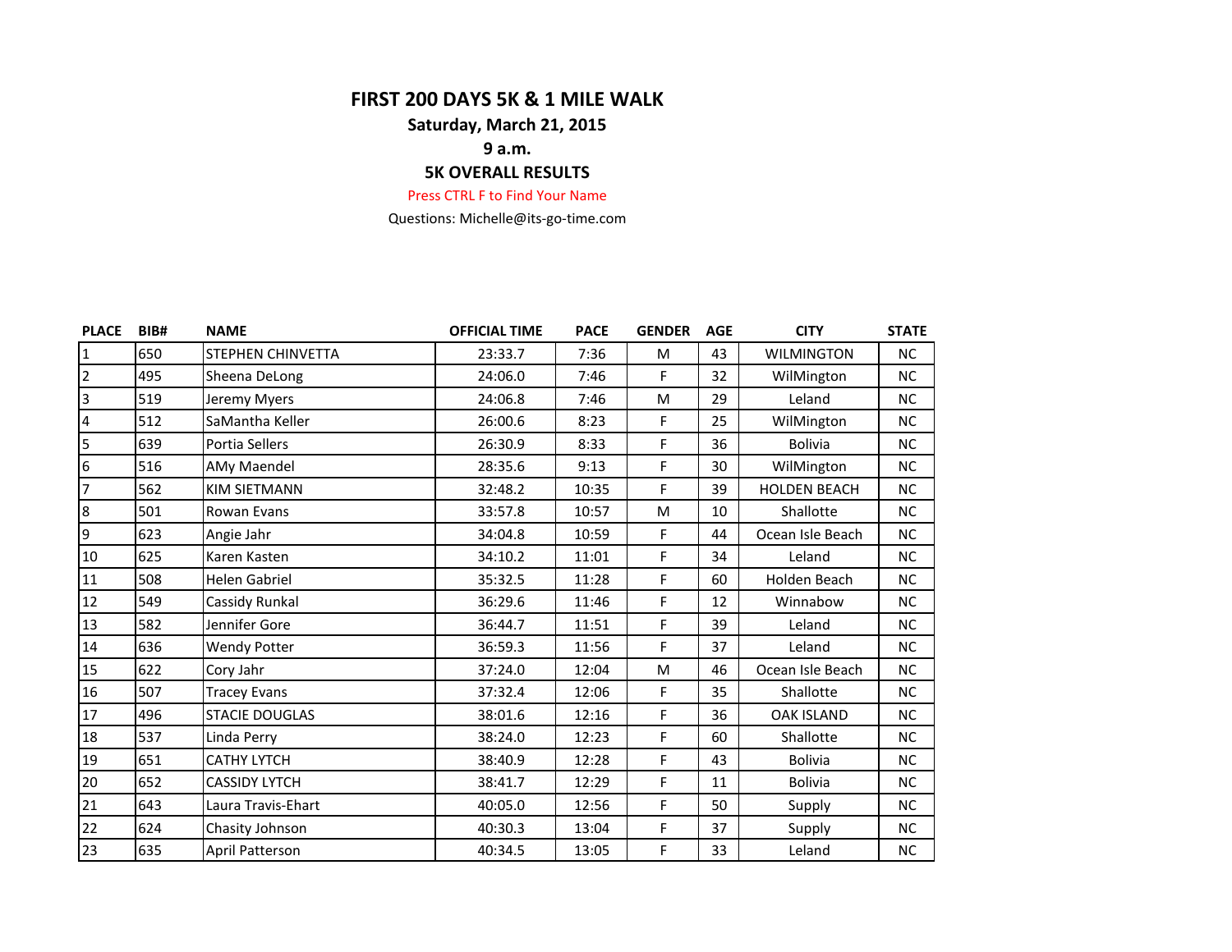# FIRST 200 DAYS 5K & 1 MILE WALK

**Saturday, March 21, 2015**

**9 a.m.**

**5K OVERALL RESULTS**

Press CTRL F to Find Your Name

Questions: Michelle@its-go-time.com

| PLACE | BIB# | NAME | OFFICIAL TIME | PACE | GENDER | AGE | CITY | STATE |
|---|---|---|---|---|---|---|---|---|
| 1 | 650 | STEPHEN CHINVETTA | 23:33.7 | 7:36 | M | 43 | WILMINGTON | NC |
| 2 | 495 | Sheena DeLong | 24:06.0 | 7:46 | F | 32 | WilMington | NC |
| 3 | 519 | Jeremy Myers | 24:06.8 | 7:46 | M | 29 | Leland | NC |
| 4 | 512 | SaMantha Keller | 26:00.6 | 8:23 | F | 25 | WilMington | NC |
| 5 | 639 | Portia Sellers | 26:30.9 | 8:33 | F | 36 | Bolivia | NC |
| 6 | 516 | AMy Maendel | 28:35.6 | 9:13 | F | 30 | WilMington | NC |
| 7 | 562 | KIM SIETMANN | 32:48.2 | 10:35 | F | 39 | HOLDEN BEACH | NC |
| 8 | 501 | Rowan Evans | 33:57.8 | 10:57 | M | 10 | Shallotte | NC |
| 9 | 623 | Angie Jahr | 34:04.8 | 10:59 | F | 44 | Ocean Isle Beach | NC |
| 10 | 625 | Karen Kasten | 34:10.2 | 11:01 | F | 34 | Leland | NC |
| 11 | 508 | Helen Gabriel | 35:32.5 | 11:28 | F | 60 | Holden Beach | NC |
| 12 | 549 | Cassidy Runkal | 36:29.6 | 11:46 | F | 12 | Winnabow | NC |
| 13 | 582 | Jennifer Gore | 36:44.7 | 11:51 | F | 39 | Leland | NC |
| 14 | 636 | Wendy Potter | 36:59.3 | 11:56 | F | 37 | Leland | NC |
| 15 | 622 | Cory Jahr | 37:24.0 | 12:04 | M | 46 | Ocean Isle Beach | NC |
| 16 | 507 | Tracey Evans | 37:32.4 | 12:06 | F | 35 | Shallotte | NC |
| 17 | 496 | STACIE DOUGLAS | 38:01.6 | 12:16 | F | 36 | OAK ISLAND | NC |
| 18 | 537 | Linda Perry | 38:24.0 | 12:23 | F | 60 | Shallotte | NC |
| 19 | 651 | CATHY LYTCH | 38:40.9 | 12:28 | F | 43 | Bolivia | NC |
| 20 | 652 | CASSIDY LYTCH | 38:41.7 | 12:29 | F | 11 | Bolivia | NC |
| 21 | 643 | Laura Travis-Ehart | 40:05.0 | 12:56 | F | 50 | Supply | NC |
| 22 | 624 | Chasity Johnson | 40:30.3 | 13:04 | F | 37 | Supply | NC |
| 23 | 635 | April Patterson | 40:34.5 | 13:05 | F | 33 | Leland | NC |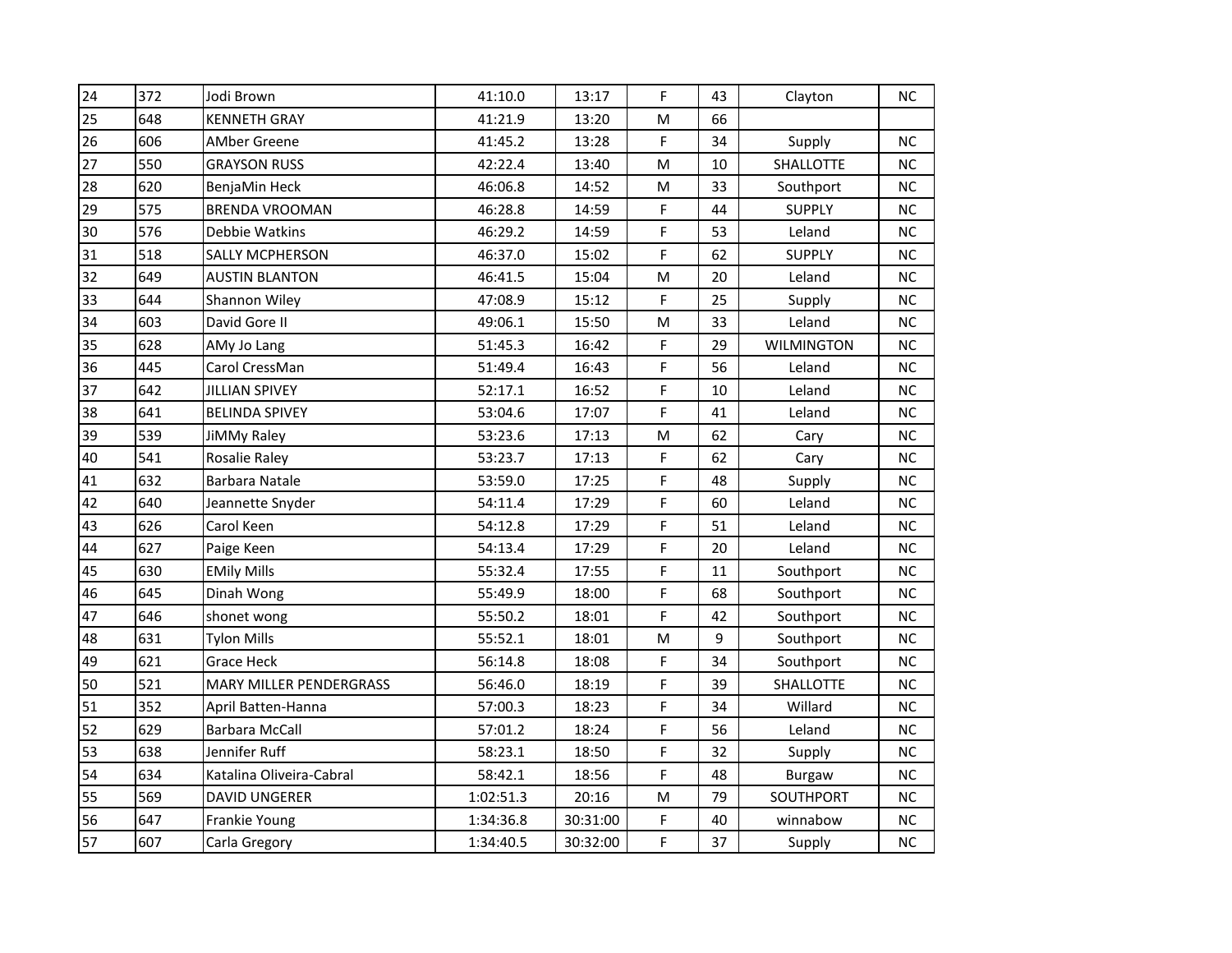| | | | | | | | | |
|---|---|---|---|---|---|---|---|---|
| 24 | 372 | Jodi Brown | 41:10.0 | 13:17 | F | 43 | Clayton | NC |
| 25 | 648 | KENNETH GRAY | 41:21.9 | 13:20 | M | 66 | | |
| 26 | 606 | AMber Greene | 41:45.2 | 13:28 | F | 34 | Supply | NC |
| 27 | 550 | GRAYSON RUSS | 42:22.4 | 13:40 | M | 10 | SHALLOTTE | NC |
| 28 | 620 | BenjaMin Heck | 46:06.8 | 14:52 | M | 33 | Southport | NC |
| 29 | 575 | BRENDA VROOMAN | 46:28.8 | 14:59 | F | 44 | SUPPLY | NC |
| 30 | 576 | Debbie Watkins | 46:29.2 | 14:59 | F | 53 | Leland | NC |
| 31 | 518 | SALLY MCPHERSON | 46:37.0 | 15:02 | F | 62 | SUPPLY | NC |
| 32 | 649 | AUSTIN BLANTON | 46:41.5 | 15:04 | M | 20 | Leland | NC |
| 33 | 644 | Shannon Wiley | 47:08.9 | 15:12 | F | 25 | Supply | NC |
| 34 | 603 | David Gore II | 49:06.1 | 15:50 | M | 33 | Leland | NC |
| 35 | 628 | AMy Jo Lang | 51:45.3 | 16:42 | F | 29 | WILMINGTON | NC |
| 36 | 445 | Carol CressMan | 51:49.4 | 16:43 | F | 56 | Leland | NC |
| 37 | 642 | JILLIAN SPIVEY | 52:17.1 | 16:52 | F | 10 | Leland | NC |
| 38 | 641 | BELINDA SPIVEY | 53:04.6 | 17:07 | F | 41 | Leland | NC |
| 39 | 539 | JiMMy Raley | 53:23.6 | 17:13 | M | 62 | Cary | NC |
| 40 | 541 | Rosalie Raley | 53:23.7 | 17:13 | F | 62 | Cary | NC |
| 41 | 632 | Barbara Natale | 53:59.0 | 17:25 | F | 48 | Supply | NC |
| 42 | 640 | Jeannette Snyder | 54:11.4 | 17:29 | F | 60 | Leland | NC |
| 43 | 626 | Carol Keen | 54:12.8 | 17:29 | F | 51 | Leland | NC |
| 44 | 627 | Paige Keen | 54:13.4 | 17:29 | F | 20 | Leland | NC |
| 45 | 630 | EMily Mills | 55:32.4 | 17:55 | F | 11 | Southport | NC |
| 46 | 645 | Dinah Wong | 55:49.9 | 18:00 | F | 68 | Southport | NC |
| 47 | 646 | shonet wong | 55:50.2 | 18:01 | F | 42 | Southport | NC |
| 48 | 631 | Tylon Mills | 55:52.1 | 18:01 | M | 9 | Southport | NC |
| 49 | 621 | Grace Heck | 56:14.8 | 18:08 | F | 34 | Southport | NC |
| 50 | 521 | MARY MILLER PENDERGRASS | 56:46.0 | 18:19 | F | 39 | SHALLOTTE | NC |
| 51 | 352 | April Batten-Hanna | 57:00.3 | 18:23 | F | 34 | Willard | NC |
| 52 | 629 | Barbara McCall | 57:01.2 | 18:24 | F | 56 | Leland | NC |
| 53 | 638 | Jennifer Ruff | 58:23.1 | 18:50 | F | 32 | Supply | NC |
| 54 | 634 | Katalina Oliveira-Cabral | 58:42.1 | 18:56 | F | 48 | Burgaw | NC |
| 55 | 569 | DAVID UNGERER | 1:02:51.3 | 20:16 | M | 79 | SOUTHPORT | NC |
| 56 | 647 | Frankie Young | 1:34:36.8 | 30:31:00 | F | 40 | winnabow | NC |
| 57 | 607 | Carla Gregory | 1:34:40.5 | 30:32:00 | F | 37 | Supply | NC |